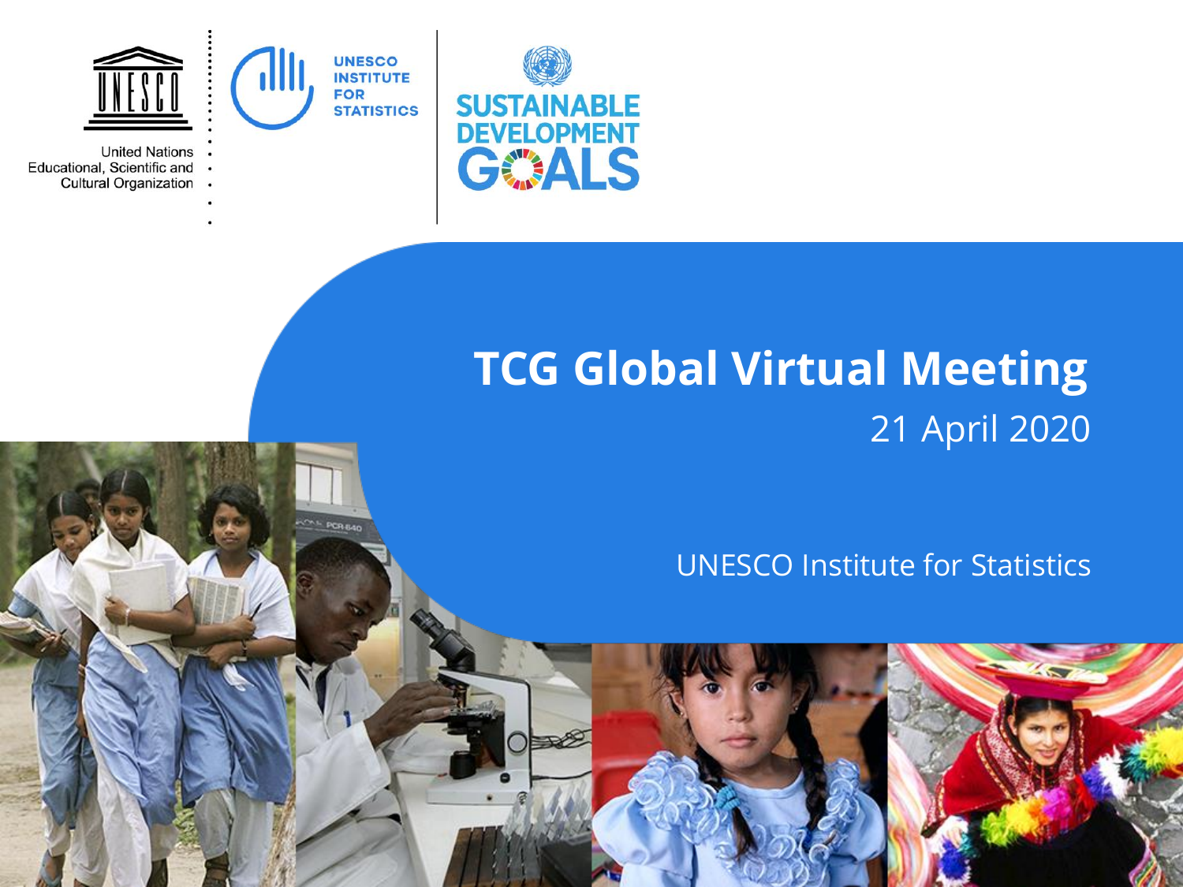United Nations Educational, Scientific and Cultural Organization

UNESCO INSTITUTE FOR STATISTICS

SUSTAINABLE DEVELOPMENT GOALS

# TCG Global Virtual Meeting

21 April 2020

UNESCO Institute for Statistics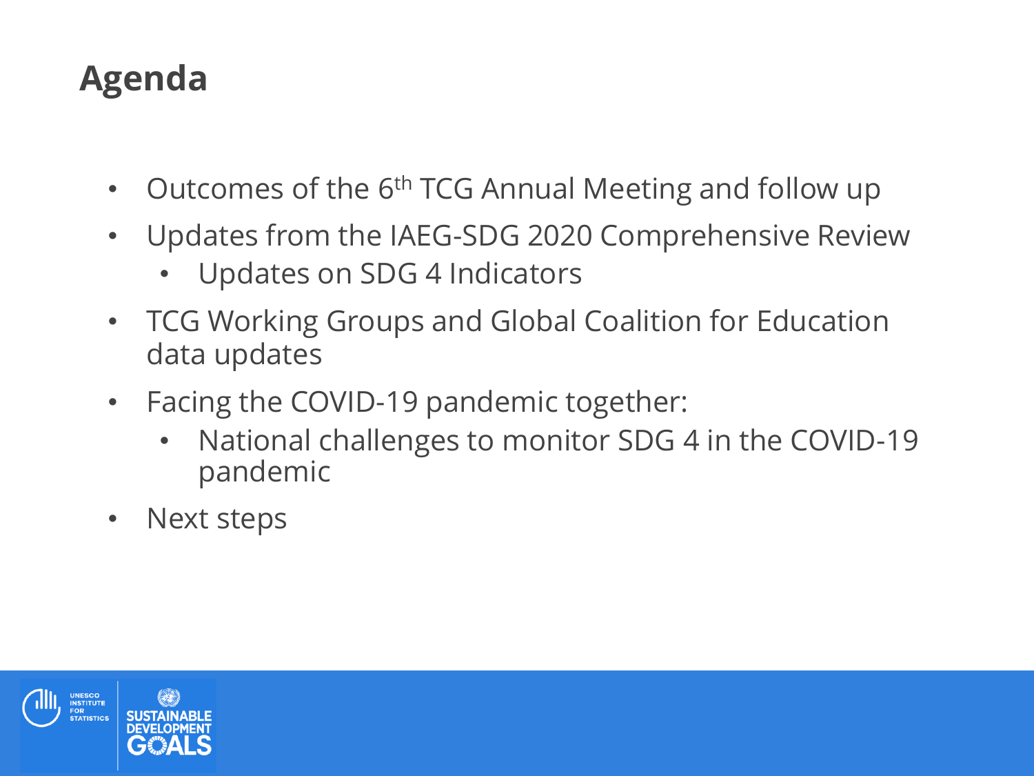# Agenda

- Outcomes of the 6th TCG Annual Meeting and follow up
- Updates from the IAEG-SDG 2020 Comprehensive Review
  - Updates on SDG 4 Indicators
- TCG Working Groups and Global Coalition for Education data updates
- Facing the COVID-19 pandemic together:
  - National challenges to monitor SDG 4 in the COVID-19 pandemic
- Next steps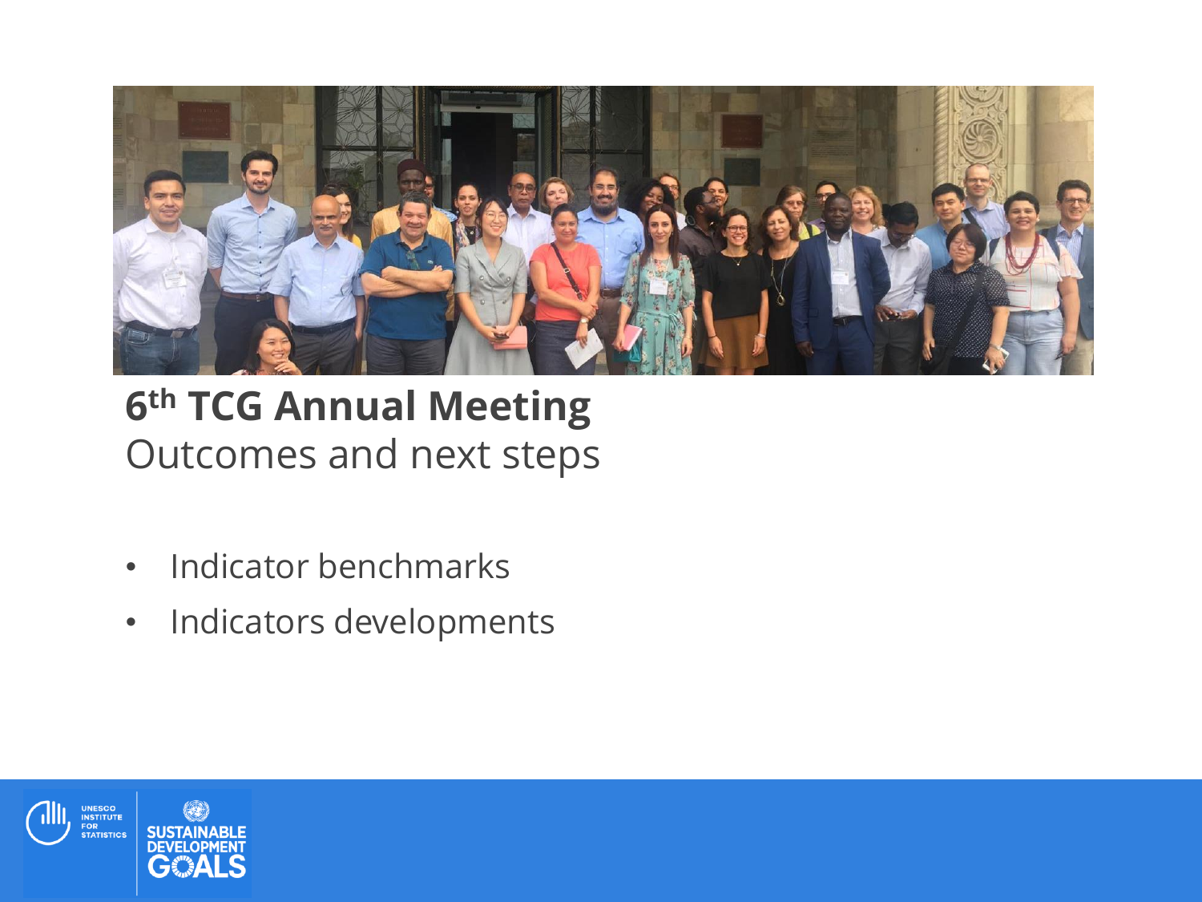# 6th TCG Annual Meeting

## Outcomes and next steps

- Indicator benchmarks
- Indicators developments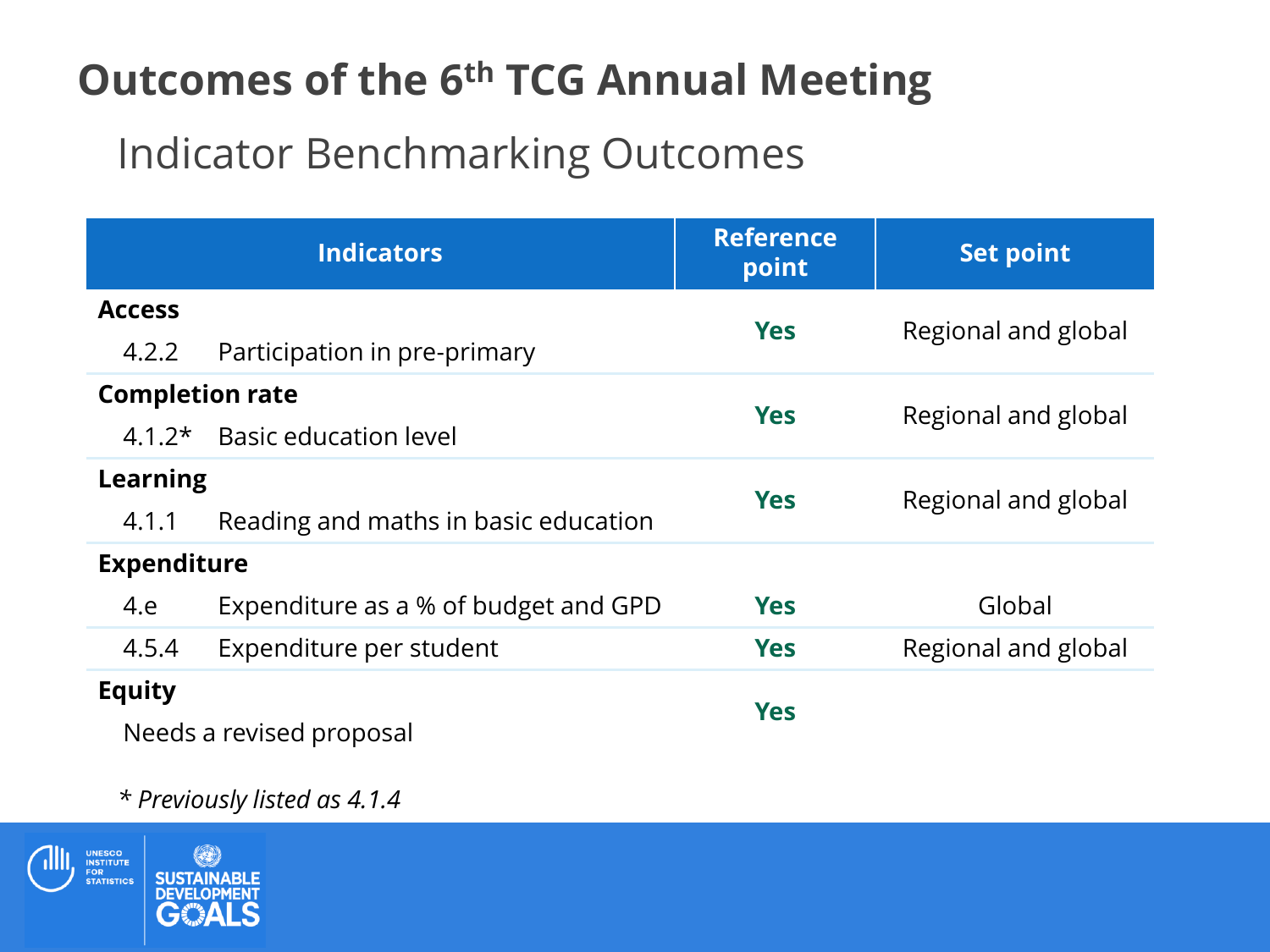# Outcomes of the 6th TCG Annual Meeting

## Indicator Benchmarking Outcomes

| Indicators | | Reference point | Set point |
|---|---|---|---|
| **Access** | | | |
| 4.2.2 | Participation in pre-primary | **Yes** | Regional and global |
| **Completion rate** | | | |
| 4.1.2* | Basic education level | **Yes** | Regional and global |
| **Learning** | | | |
| 4.1.1 | Reading and maths in basic education | **Yes** | Regional and global |
| **Expenditure** | | | |
| 4.e | Expenditure as a % of budget and GPD | **Yes** | Global |
| 4.5.4 | Expenditure per student | **Yes** | Regional and global |
| **Equity** | | | |
| Needs a revised proposal | | **Yes** | |

*\* Previously listed as 4.1.4*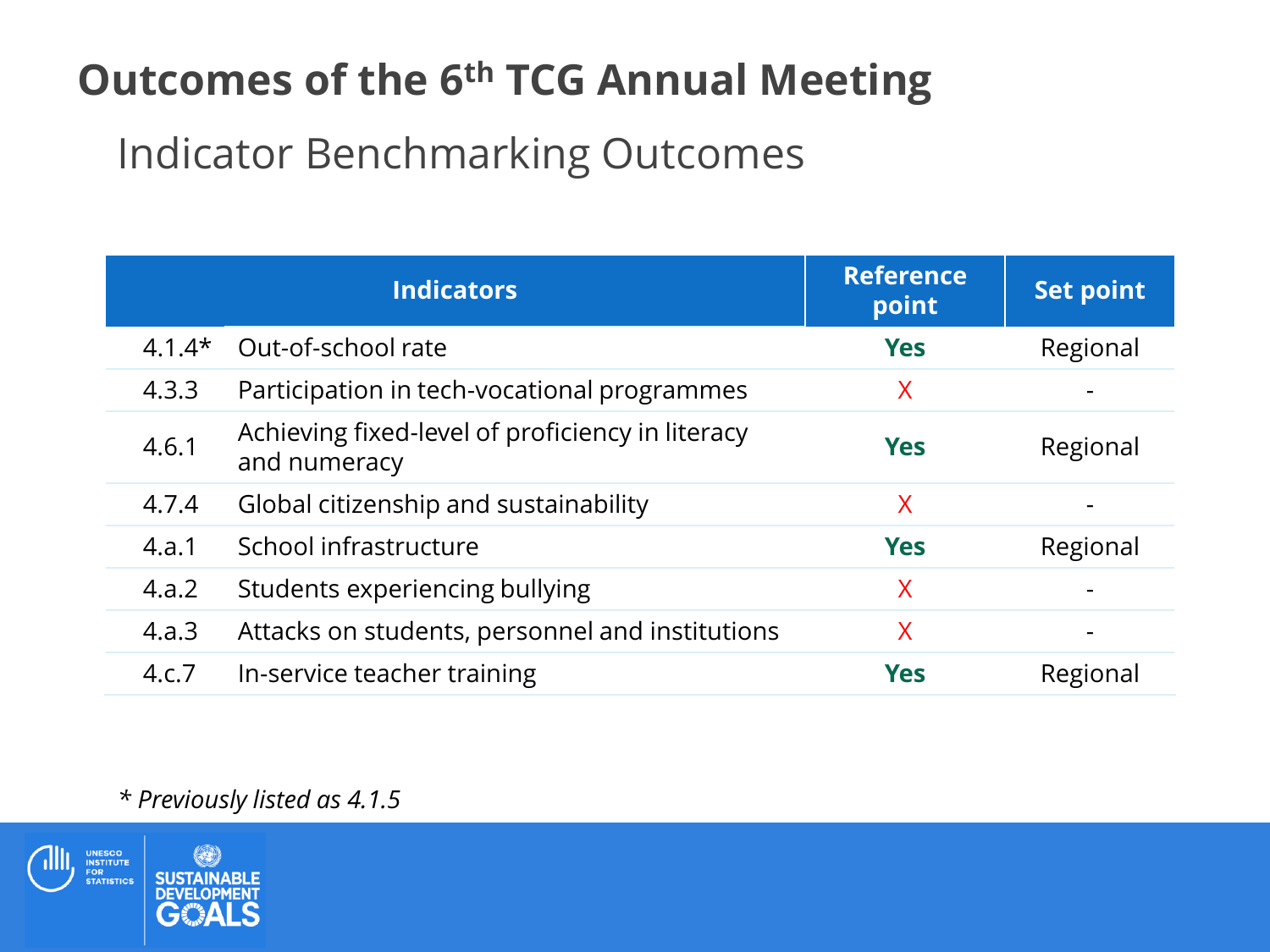# Outcomes of the 6th TCG Annual Meeting

## Indicator Benchmarking Outcomes

| Indicators | | Reference point | Set point |
|---|---|---|---|
| 4.1.4* | Out-of-school rate | **Yes** | Regional |
| 4.3.3 | Participation in tech-vocational programmes | X | - |
| 4.6.1 | Achieving fixed-level of proficiency in literacy and numeracy | **Yes** | Regional |
| 4.7.4 | Global citizenship and sustainability | X | - |
| 4.a.1 | School infrastructure | **Yes** | Regional |
| 4.a.2 | Students experiencing bullying | X | - |
| 4.a.3 | Attacks on students, personnel and institutions | X | - |
| 4.c.7 | In-service teacher training | **Yes** | Regional |

*\* Previously listed as 4.1.5*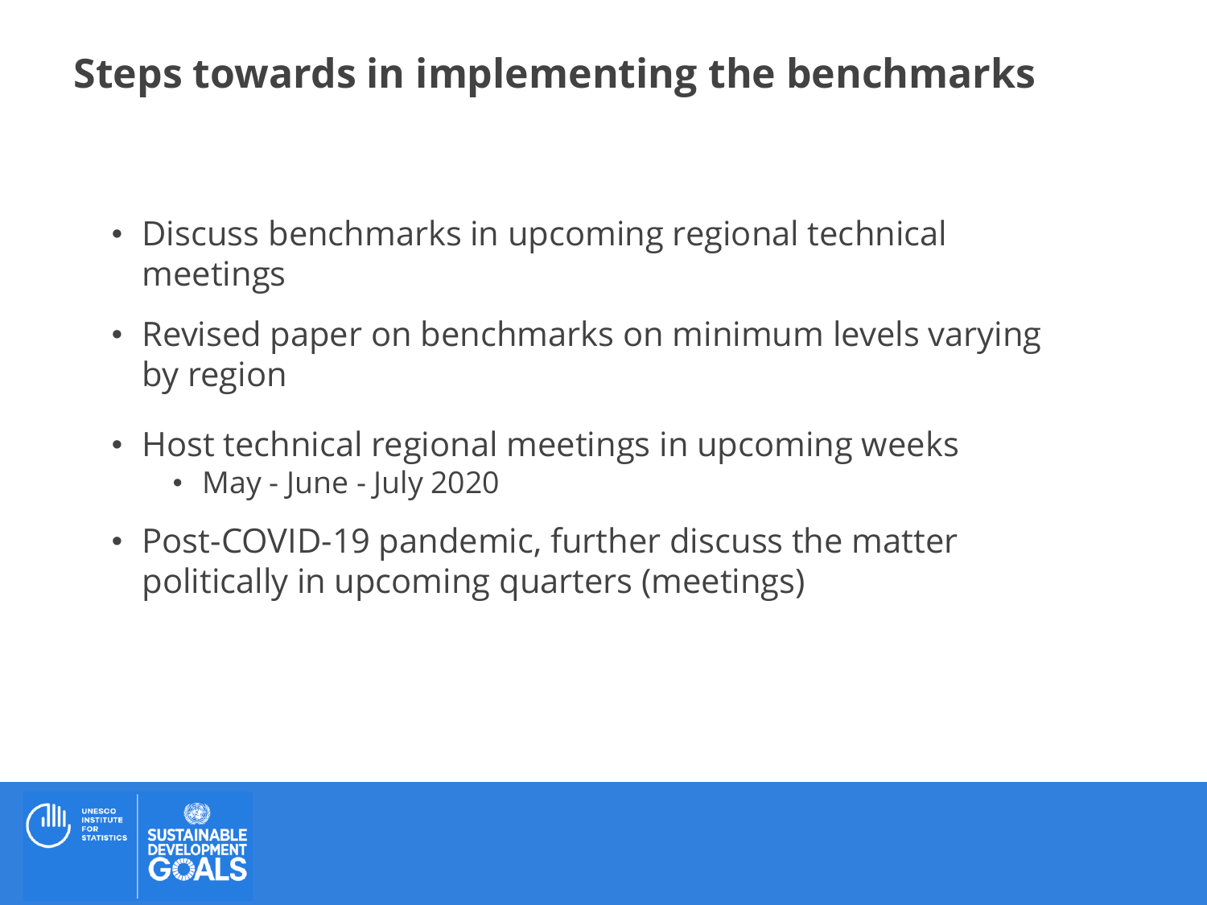# Steps towards in implementing the benchmarks

- Discuss benchmarks in upcoming regional technical meetings
- Revised paper on benchmarks on minimum levels varying by region
- Host technical regional meetings in upcoming weeks
  - May - June - July 2020
- Post-COVID-19 pandemic, further discuss the matter politically in upcoming quarters (meetings)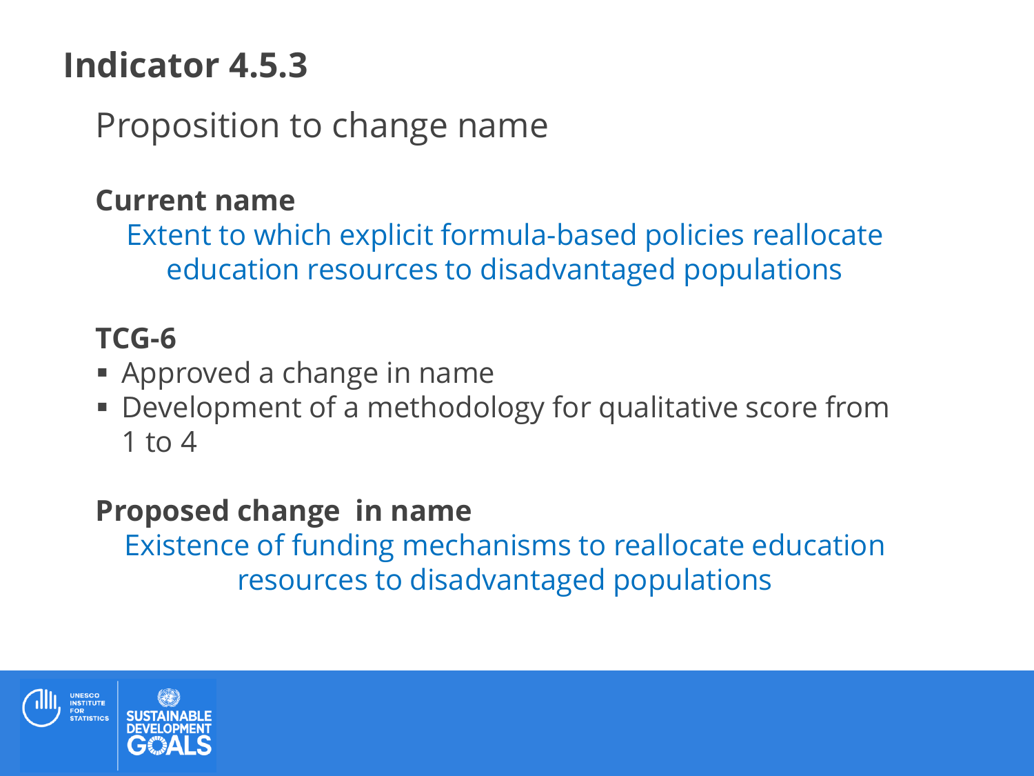# Indicator 4.5.3

## Proposition to change name

**Current name**

Extent to which explicit formula-based policies reallocate education resources to disadvantaged populations

**TCG-6**

- Approved a change in name
- Development of a methodology for qualitative score from 1 to 4

**Proposed change in name**

Existence of funding mechanisms to reallocate education resources to disadvantaged populations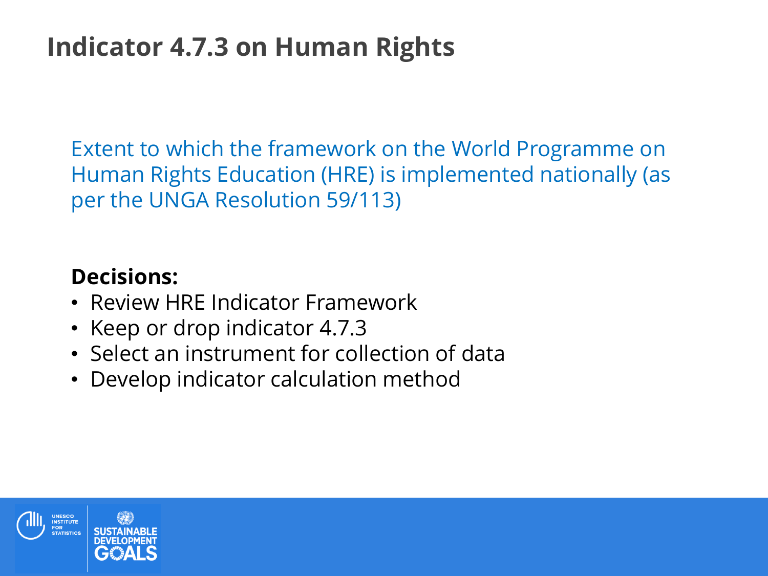# Indicator 4.7.3 on Human Rights

Extent to which the framework on the World Programme on Human Rights Education (HRE) is implemented nationally (as per the UNGA Resolution 59/113)

**Decisions:**

- Review HRE Indicator Framework
- Keep or drop indicator 4.7.3
- Select an instrument for collection of data
- Develop indicator calculation method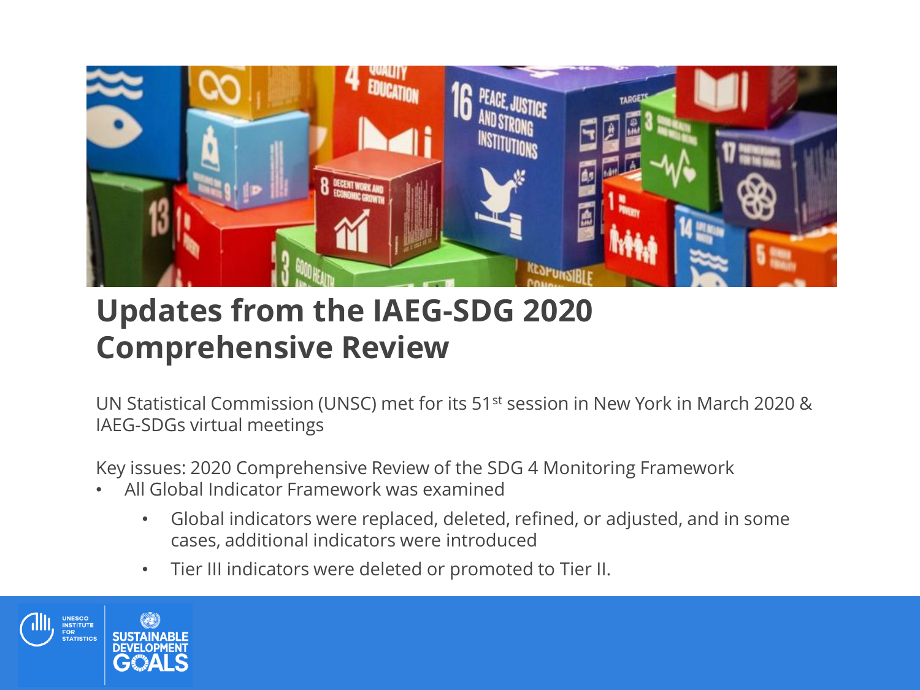# Updates from the IAEG-SDG 2020 Comprehensive Review

UN Statistical Commission (UNSC) met for its 51st session in New York in March 2020 & IAEG-SDGs virtual meetings

Key issues: 2020 Comprehensive Review of the SDG 4 Monitoring Framework

- All Global Indicator Framework was examined
  - Global indicators were replaced, deleted, refined, or adjusted, and in some cases, additional indicators were introduced
  - Tier III indicators were deleted or promoted to Tier II.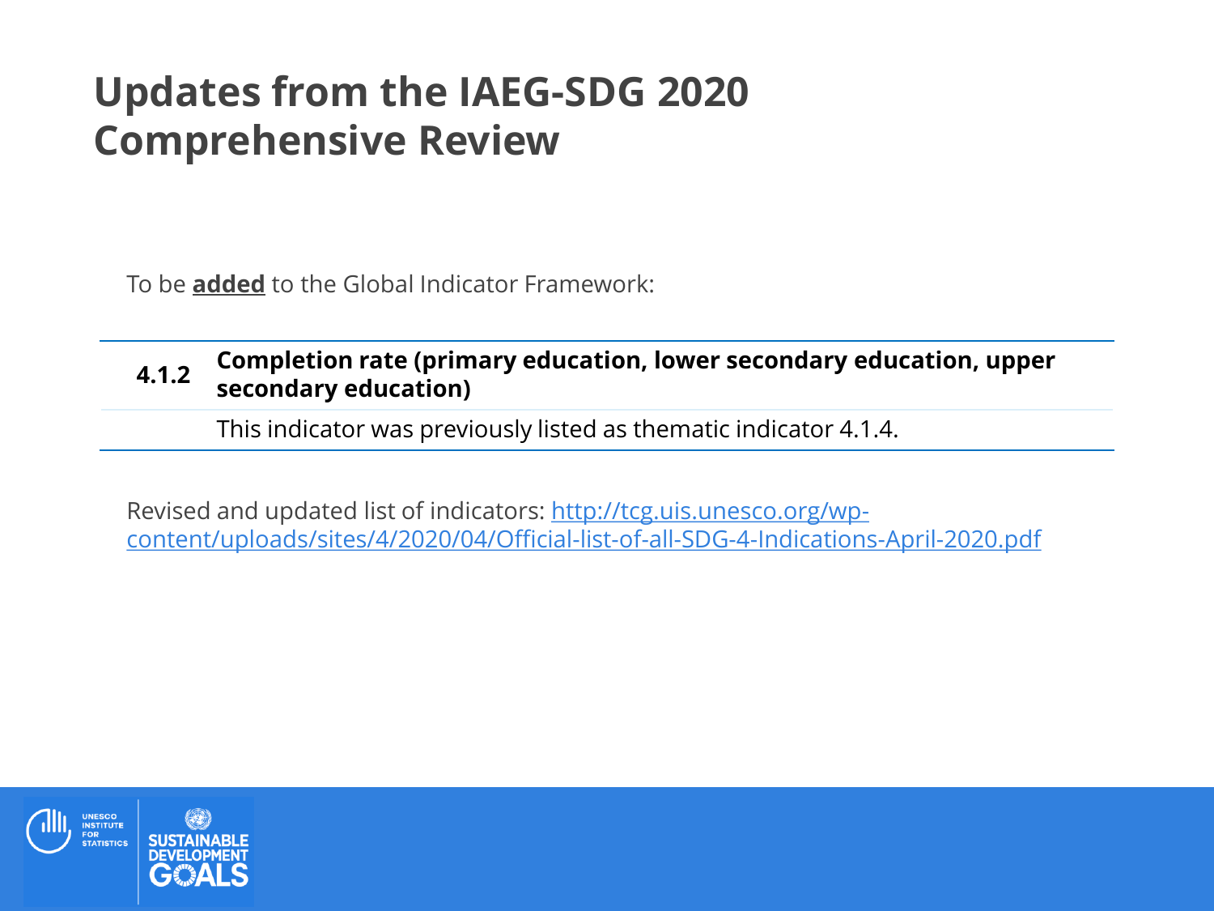# Updates from the IAEG-SDG 2020 Comprehensive Review

To be **added** to the Global Indicator Framework:

| | |
|---|---|
| **4.1.2** | **Completion rate (primary education, lower secondary education, upper secondary education)** |
| | This indicator was previously listed as thematic indicator 4.1.4. |

Revised and updated list of indicators: http://tcg.uis.unesco.org/wp-content/uploads/sites/4/2020/04/Official-list-of-all-SDG-4-Indications-April-2020.pdf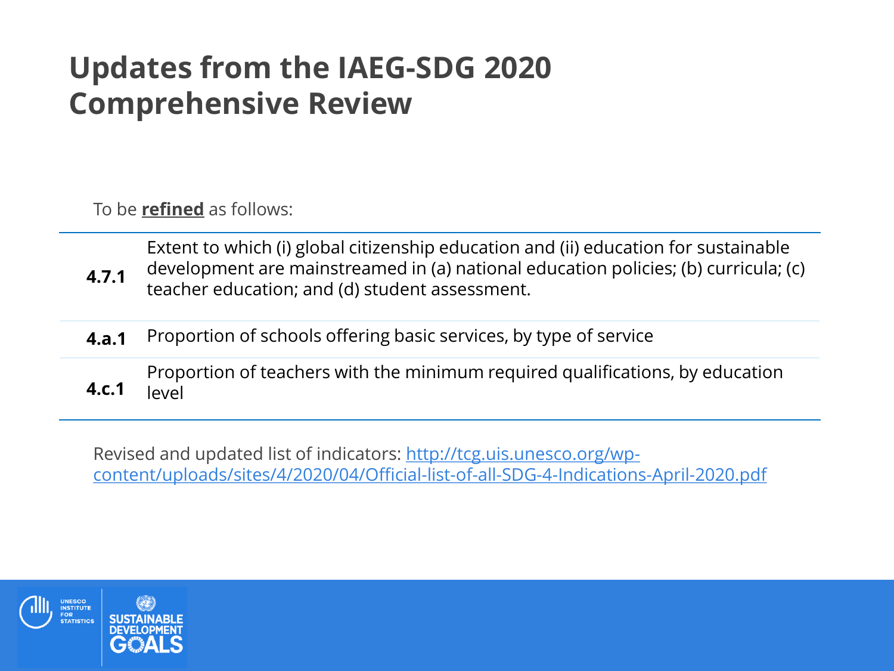# Updates from the IAEG-SDG 2020 Comprehensive Review

To be **refined** as follows:

| | |
|---|---|
| **4.7.1** | Extent to which (i) global citizenship education and (ii) education for sustainable development are mainstreamed in (a) national education policies; (b) curricula; (c) teacher education; and (d) student assessment. |
| **4.a.1** | Proportion of schools offering basic services, by type of service |
| **4.c.1** | Proportion of teachers with the minimum required qualifications, by education level |

Revised and updated list of indicators: http://tcg.uis.unesco.org/wp-content/uploads/sites/4/2020/04/Official-list-of-all-SDG-4-Indications-April-2020.pdf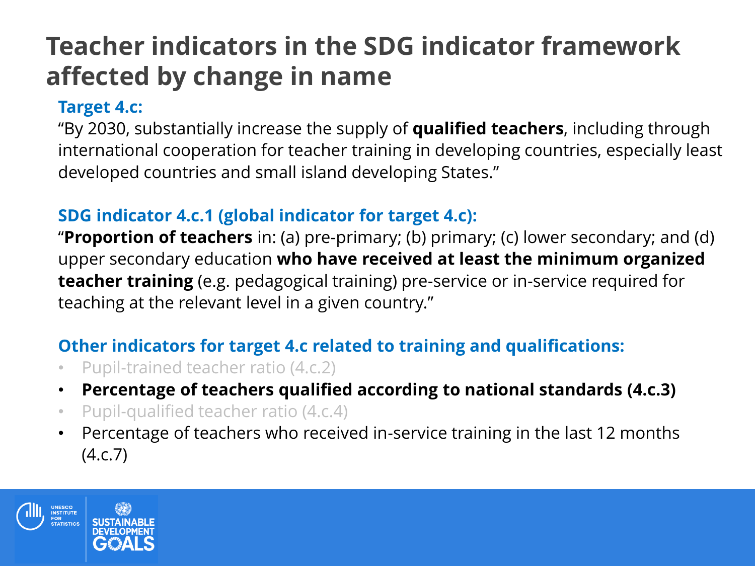# Teacher indicators in the SDG indicator framework affected by change in name

**Target 4.c:**

“By 2030, substantially increase the supply of **qualified teachers**, including through international cooperation for teacher training in developing countries, especially least developed countries and small island developing States.”

**SDG indicator 4.c.1 (global indicator for target 4.c):**

“**Proportion of teachers** in: (a) pre-primary; (b) primary; (c) lower secondary; and (d) upper secondary education **who have received at least the minimum organized teacher training** (e.g. pedagogical training) pre-service or in-service required for teaching at the relevant level in a given country.”

**Other indicators for target 4.c related to training and qualifications:**

- Pupil-trained teacher ratio (4.c.2)
- **Percentage of teachers qualified according to national standards (4.c.3)**
- Pupil-qualified teacher ratio (4.c.4)
- Percentage of teachers who received in-service training in the last 12 months (4.c.7)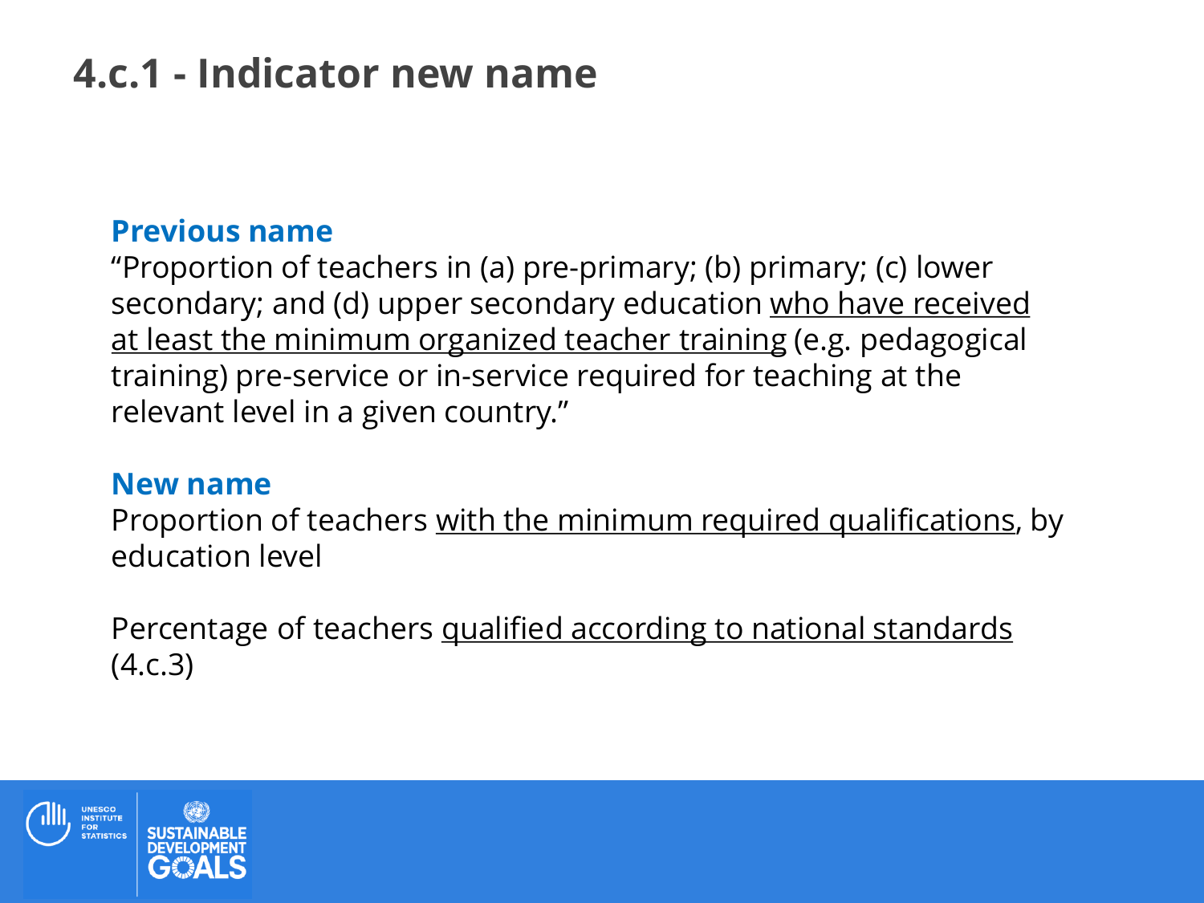# 4.c.1 - Indicator new name

**Previous name**

"Proportion of teachers in (a) pre-primary; (b) primary; (c) lower secondary; and (d) upper secondary education <u>who have received at least the minimum organized teacher training</u> (e.g. pedagogical training) pre-service or in-service required for teaching at the relevant level in a given country."

**New name**

Proportion of teachers <u>with the minimum required qualifications</u>, by education level

Percentage of teachers <u>qualified according to national standards</u> (4.c.3)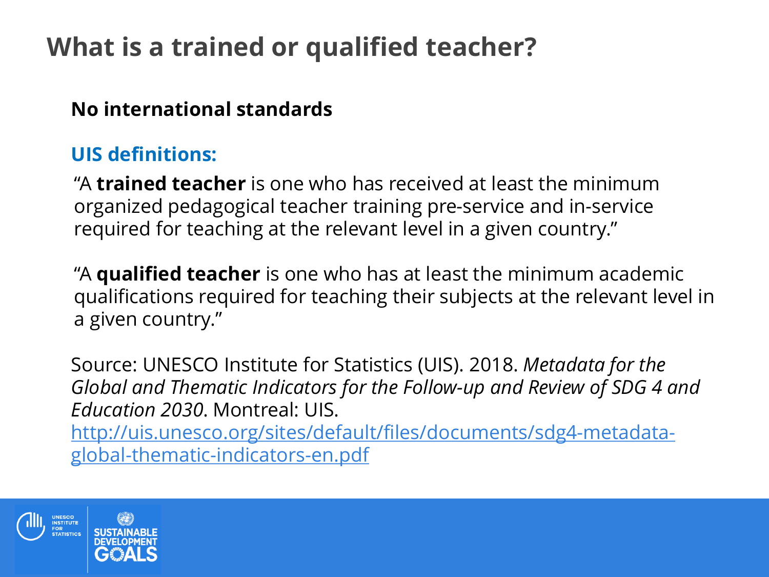# What is a trained or qualified teacher?

**No international standards**

**UIS definitions:**

"A **trained teacher** is one who has received at least the minimum organized pedagogical teacher training pre-service and in-service required for teaching at the relevant level in a given country."

"A **qualified teacher** is one who has at least the minimum academic qualifications required for teaching their subjects at the relevant level in a given country."

Source: UNESCO Institute for Statistics (UIS). 2018. *Metadata for the Global and Thematic Indicators for the Follow-up and Review of SDG 4 and Education 2030*. Montreal: UIS. [http://uis.unesco.org/sites/default/files/documents/sdg4-metadata-global-thematic-indicators-en.pdf](http://uis.unesco.org/sites/default/files/documents/sdg4-metadata-global-thematic-indicators-en.pdf)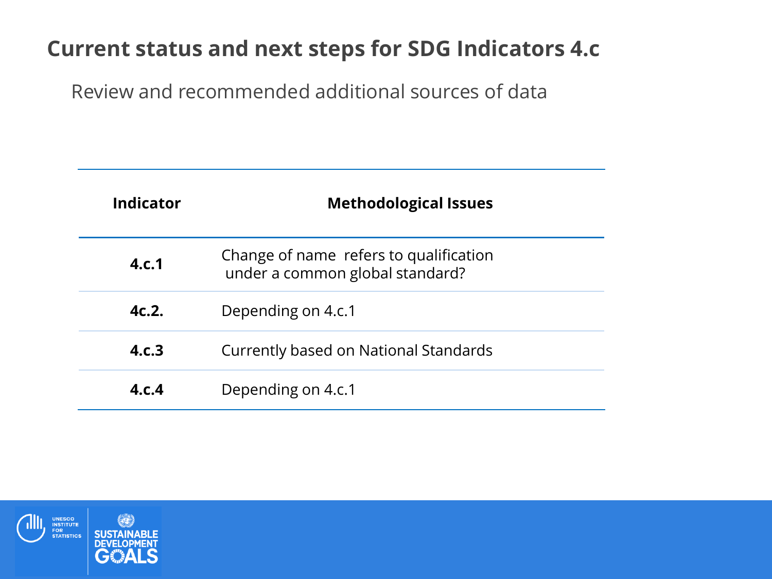# Current status and next steps for SDG Indicators 4.c

Review and recommended additional sources of data

| Indicator | Methodological Issues |
| --- | --- |
| **4.c.1** | Change of name refers to qualification under a common global standard? |
| **4c.2.** | Depending on 4.c.1 |
| **4.c.3** | Currently based on National Standards |
| **4.c.4** | Depending on 4.c.1 |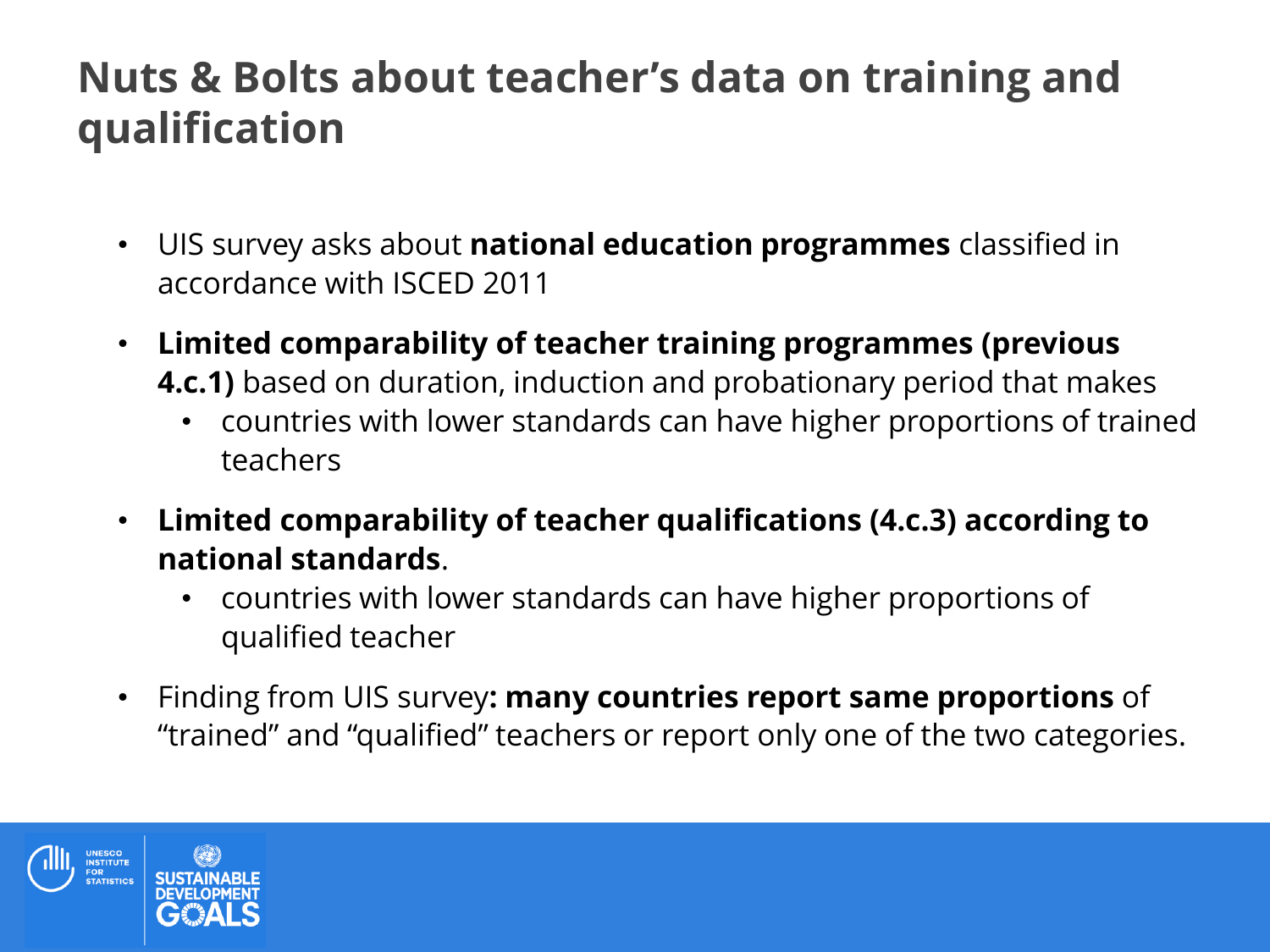# Nuts & Bolts about teacher's data on training and qualification

- UIS survey asks about **national education programmes** classified in accordance with ISCED 2011
- **Limited comparability of teacher training programmes (previous 4.c.1)** based on duration, induction and probationary period that makes
  - countries with lower standards can have higher proportions of trained teachers
- **Limited comparability of teacher qualifications (4.c.3) according to national standards**.
  - countries with lower standards can have higher proportions of qualified teacher
- Finding from UIS survey**: many countries report same proportions** of "trained" and "qualified" teachers or report only one of the two categories.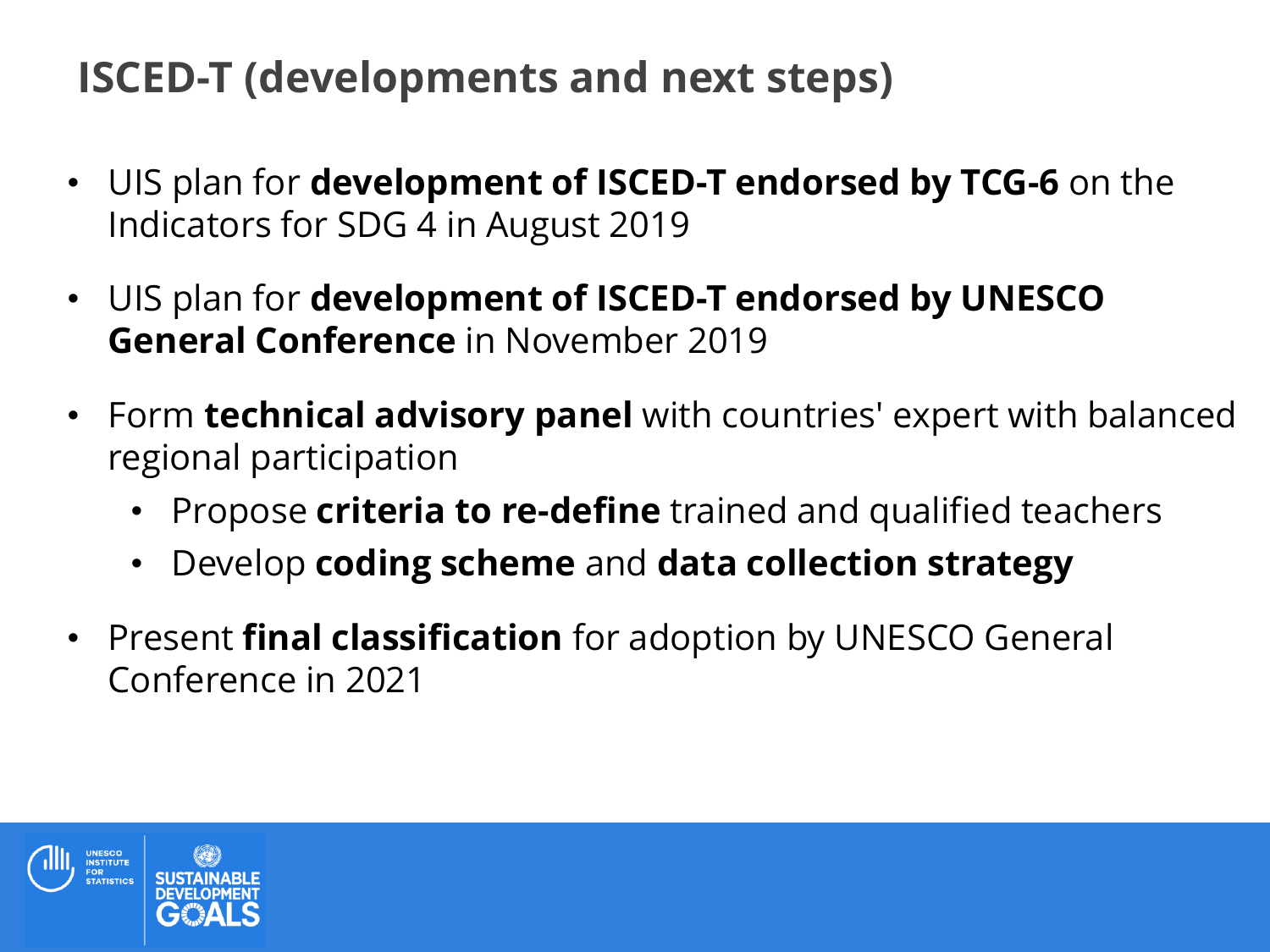# ISCED-T (developments and next steps)

- UIS plan for **development of ISCED-T endorsed by TCG-6** on the Indicators for SDG 4 in August 2019
- UIS plan for **development of ISCED-T endorsed by UNESCO General Conference** in November 2019
- Form **technical advisory panel** with countries' expert with balanced regional participation
  - Propose **criteria to re-define** trained and qualified teachers
  - Develop **coding scheme** and **data collection strategy**
- Present **final classification** for adoption by UNESCO General Conference in 2021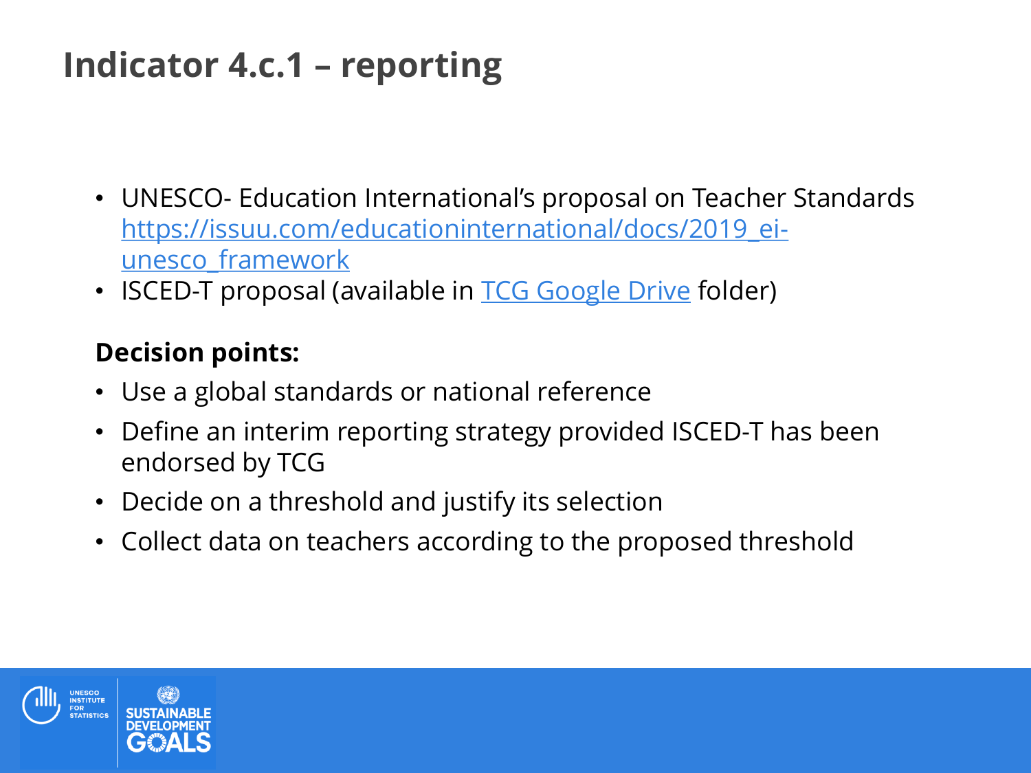# Indicator 4.c.1 – reporting

- UNESCO- Education International's proposal on Teacher Standards https://issuu.com/educationinternational/docs/2019_ei-unesco_framework
- ISCED-T proposal (available in TCG Google Drive folder)

**Decision points:**

- Use a global standards or national reference
- Define an interim reporting strategy provided ISCED-T has been endorsed by TCG
- Decide on a threshold and justify its selection
- Collect data on teachers according to the proposed threshold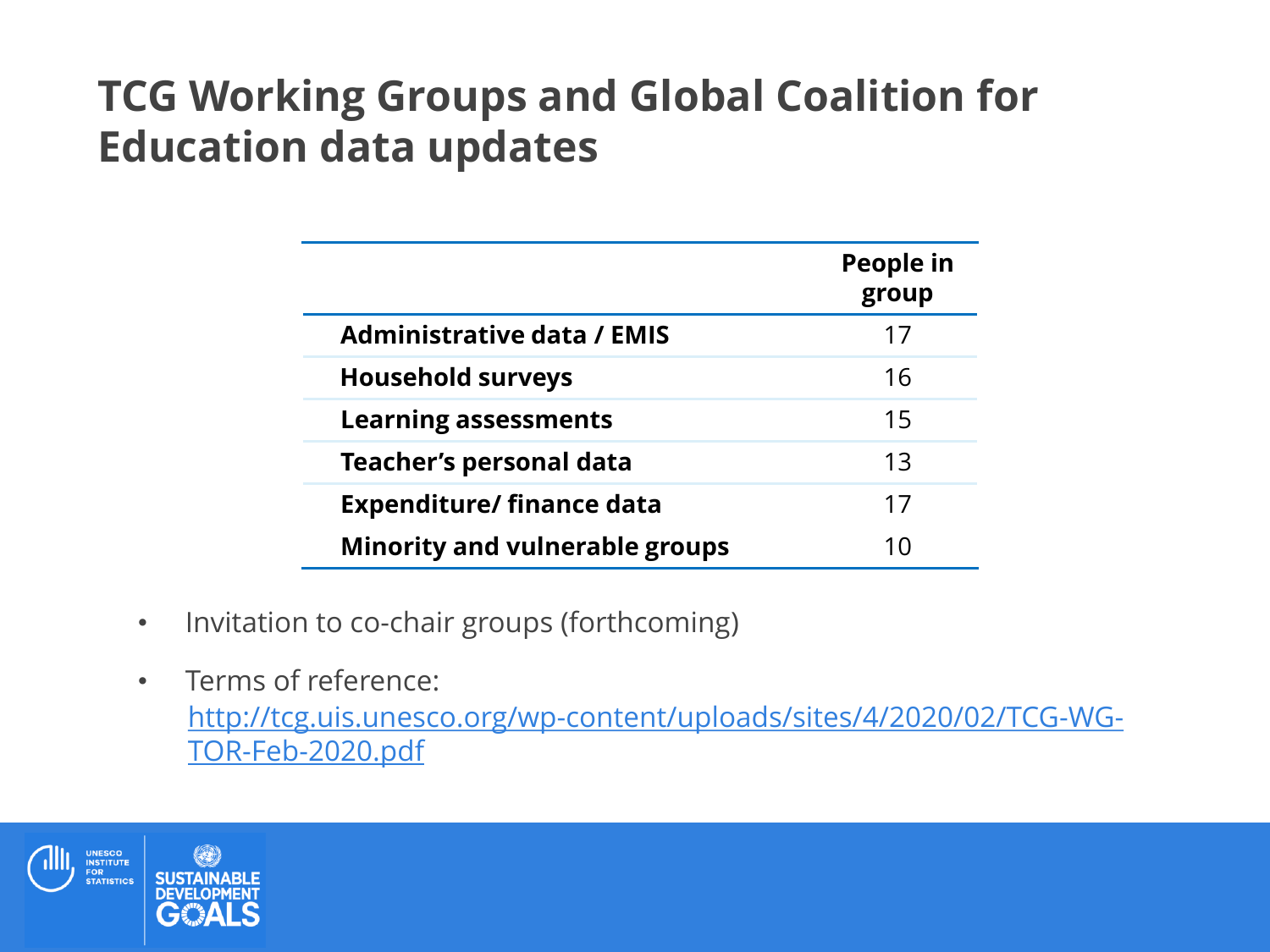# TCG Working Groups and Global Coalition for Education data updates

| | People in group |
|---|---|
| **Administrative data / EMIS** | 17 |
| **Household surveys** | 16 |
| **Learning assessments** | 15 |
| **Teacher's personal data** | 13 |
| **Expenditure/ finance data** | 17 |
| **Minority and vulnerable groups** | 10 |

- Invitation to co-chair groups (forthcoming)
- Terms of reference: [http://tcg.uis.unesco.org/wp-content/uploads/sites/4/2020/02/TCG-WG-TOR-Feb-2020.pdf](http://tcg.uis.unesco.org/wp-content/uploads/sites/4/2020/02/TCG-WG-TOR-Feb-2020.pdf)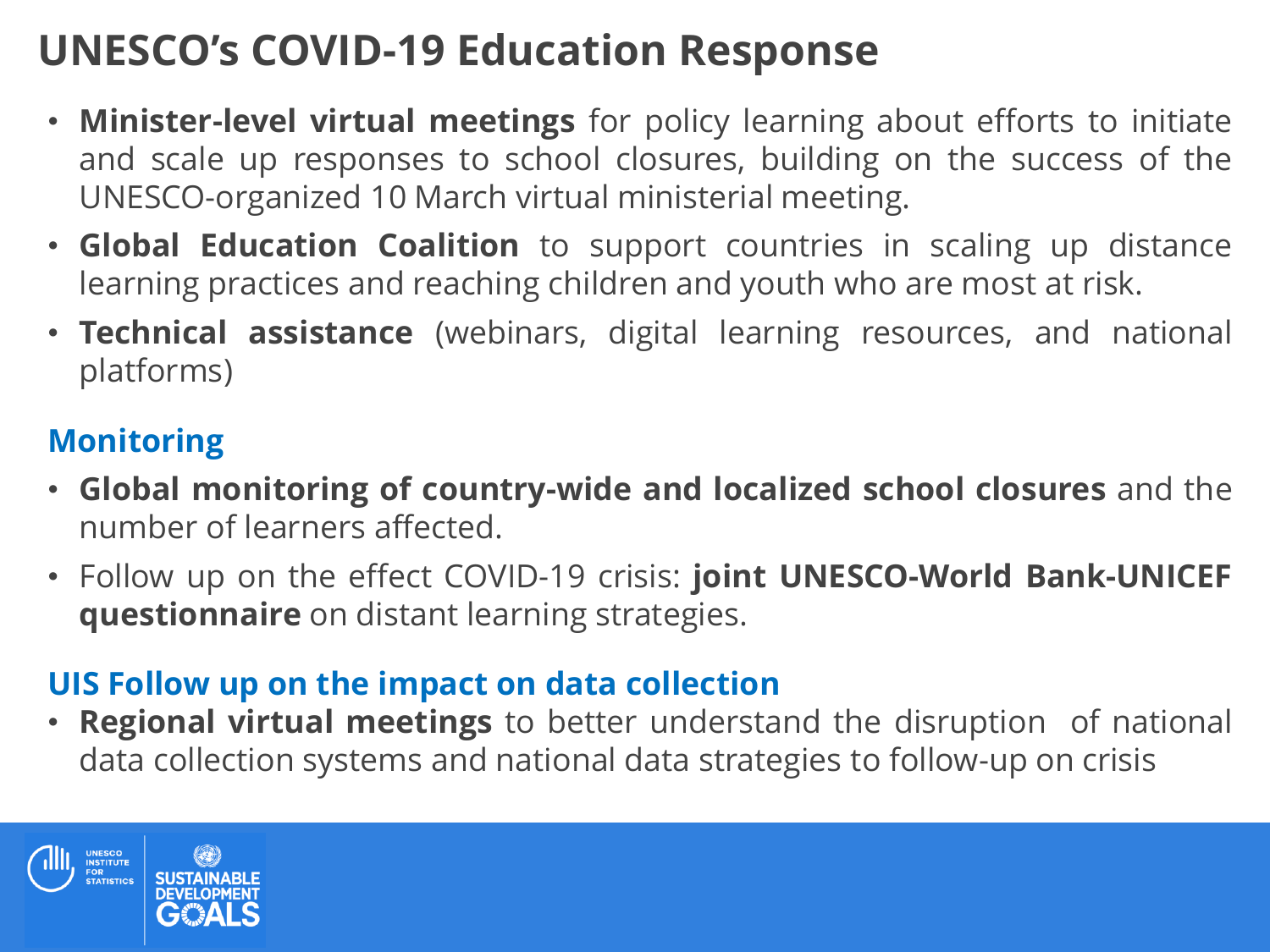# UNESCO's COVID-19 Education Response

- **Minister-level virtual meetings** for policy learning about efforts to initiate and scale up responses to school closures, building on the success of the UNESCO-organized 10 March virtual ministerial meeting.
- **Global Education Coalition** to support countries in scaling up distance learning practices and reaching children and youth who are most at risk.
- **Technical assistance** (webinars, digital learning resources, and national platforms)

## Monitoring

- **Global monitoring of country-wide and localized school closures** and the number of learners affected.
- Follow up on the effect COVID-19 crisis: **joint UNESCO-World Bank-UNICEF questionnaire** on distant learning strategies.

## UIS Follow up on the impact on data collection

- **Regional virtual meetings** to better understand the disruption of national data collection systems and national data strategies to follow-up on crisis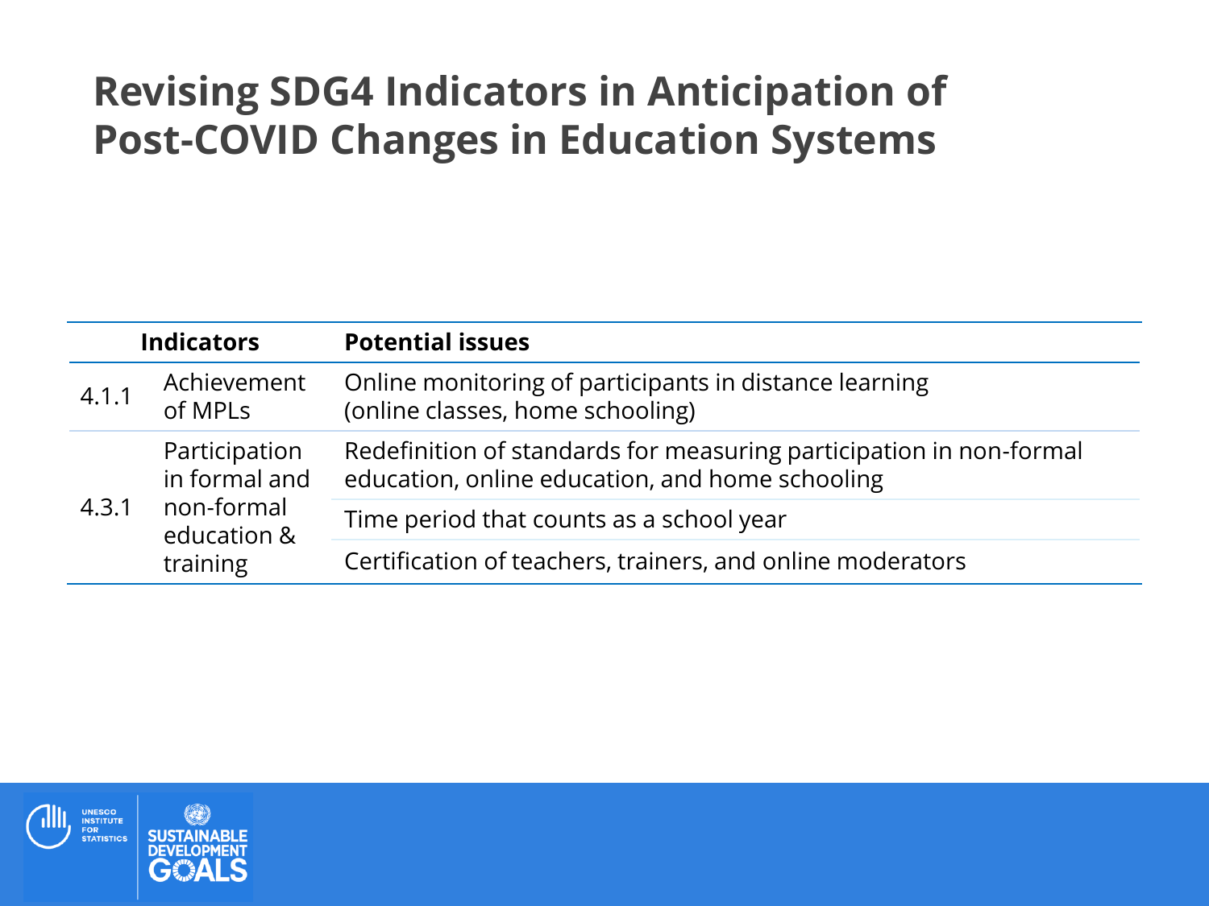# Revising SDG4 Indicators in Anticipation of Post-COVID Changes in Education Systems

| Indicators | | Potential issues |
|---|---|---|
| 4.1.1 | Achievement of MPLs | Online monitoring of participants in distance learning (online classes, home schooling) |
| 4.3.1 | Participation in formal and non-formal education & training | Redefinition of standards for measuring participation in non-formal education, online education, and home schooling |
| | | Time period that counts as a school year |
| | | Certification of teachers, trainers, and online moderators |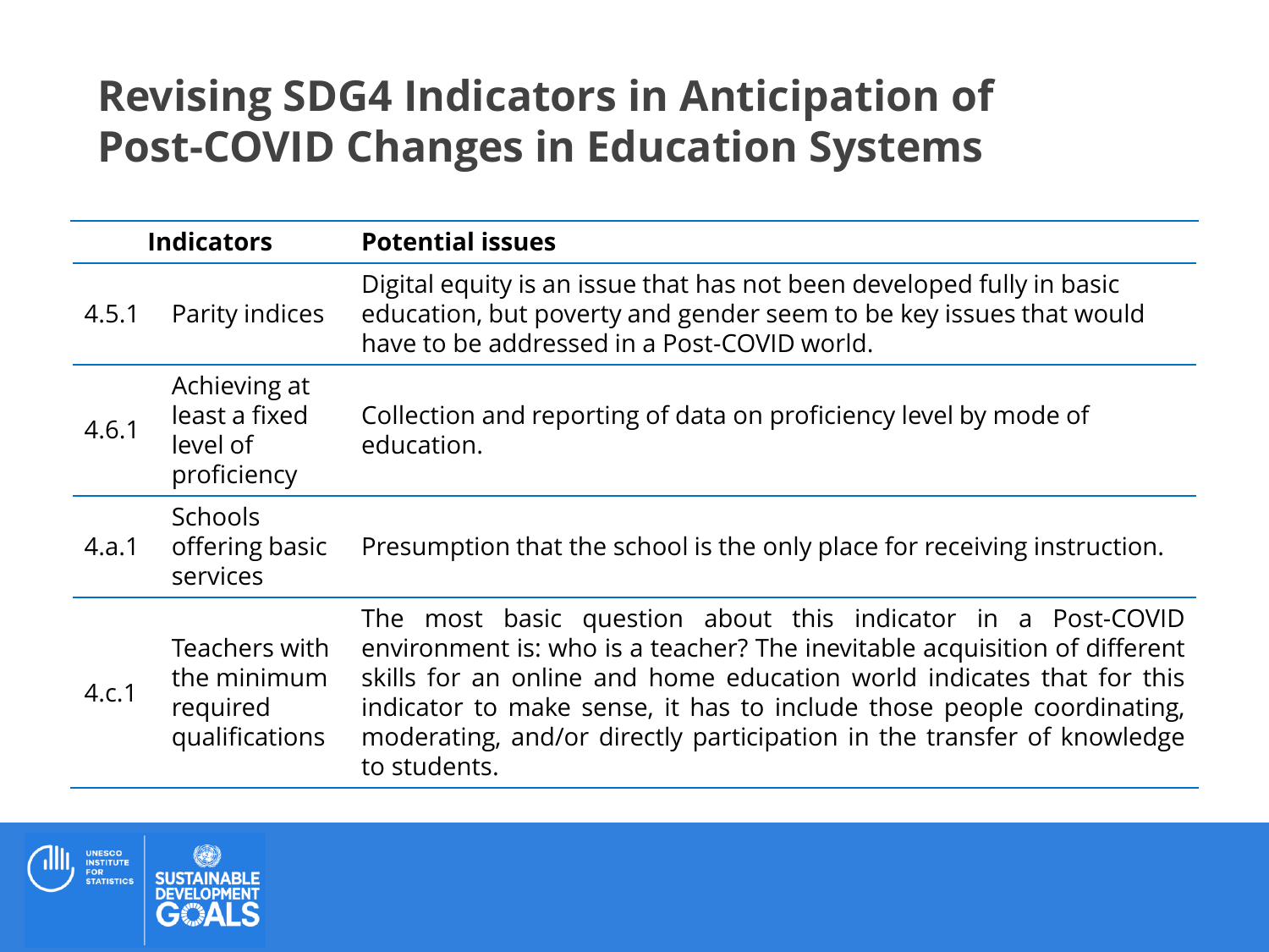# Revising SDG4 Indicators in Anticipation of Post-COVID Changes in Education Systems

| Indicators | | Potential issues |
|---|---|---|
| 4.5.1 | Parity indices | Digital equity is an issue that has not been developed fully in basic education, but poverty and gender seem to be key issues that would have to be addressed in a Post-COVID world. |
| 4.6.1 | Achieving at least a fixed level of proficiency | Collection and reporting of data on proficiency level by mode of education. |
| 4.a.1 | Schools offering basic services | Presumption that the school is the only place for receiving instruction. |
| 4.c.1 | Teachers with the minimum required qualifications | The most basic question about this indicator in a Post-COVID environment is: who is a teacher? The inevitable acquisition of different skills for an online and home education world indicates that for this indicator to make sense, it has to include those people coordinating, moderating, and/or directly participation in the transfer of knowledge to students. |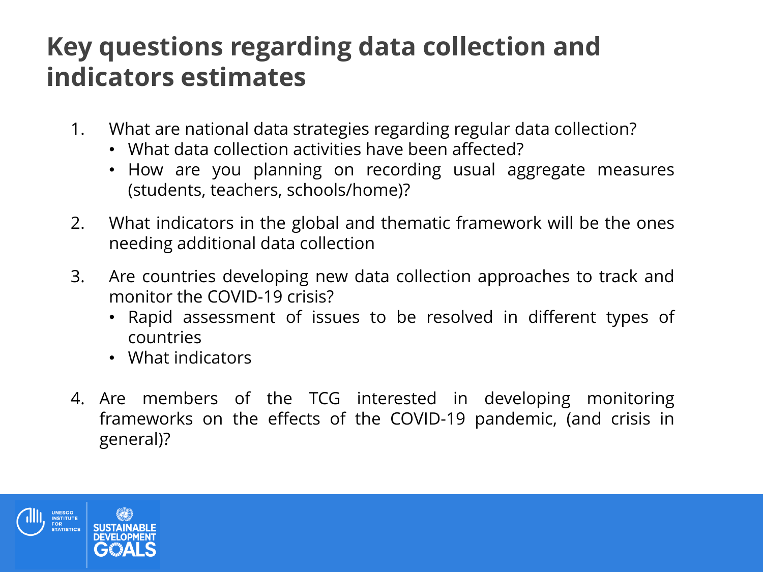# Key questions regarding data collection and indicators estimates

1. What are national data strategies regarding regular data collection?
   - What data collection activities have been affected?
   - How are you planning on recording usual aggregate measures (students, teachers, schools/home)?

2. What indicators in the global and thematic framework will be the ones needing additional data collection

3. Are countries developing new data collection approaches to track and monitor the COVID-19 crisis?
   - Rapid assessment of issues to be resolved in different types of countries
   - What indicators

4. Are members of the TCG interested in developing monitoring frameworks on the effects of the COVID-19 pandemic, (and crisis in general)?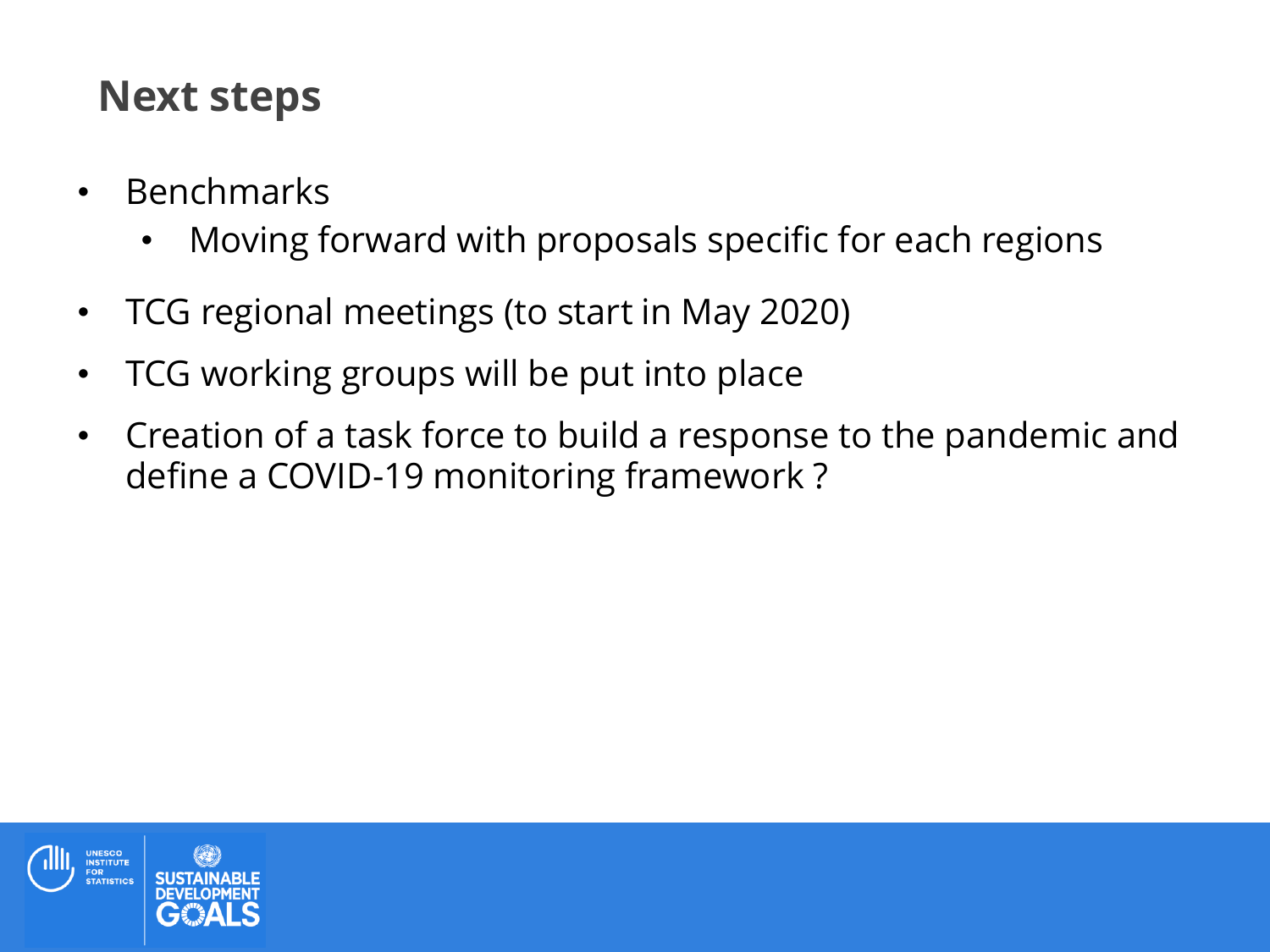## Next steps

- Benchmarks
  - Moving forward with proposals specific for each regions
- TCG regional meetings (to start in May 2020)
- TCG working groups will be put into place
- Creation of a task force to build a response to the pandemic and define a COVID-19 monitoring framework ?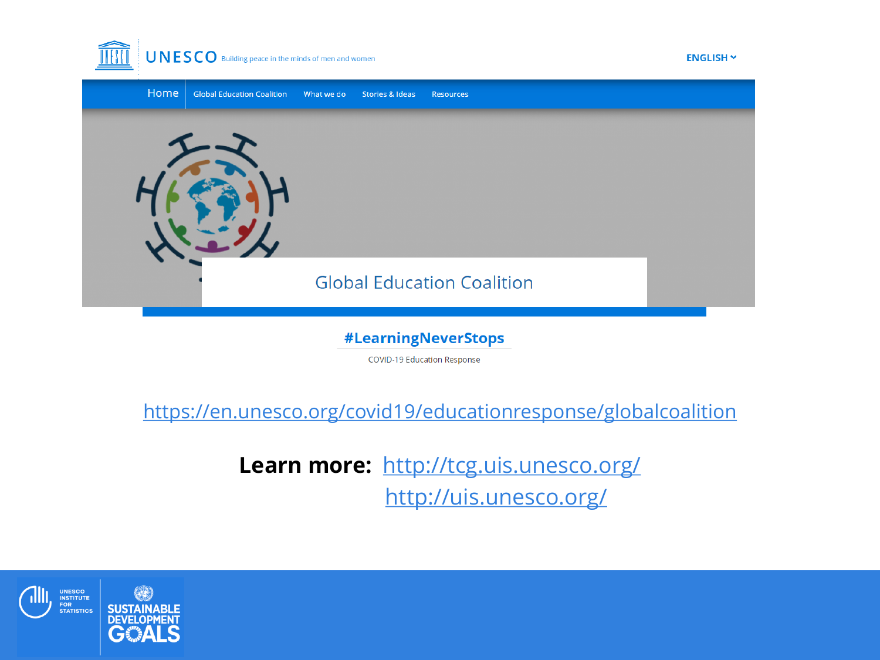UNESCO Building peace in the minds of men and women

ENGLISH

Home | Global Education Coalition | What we do | Stories & Ideas | Resources

Global Education Coalition

#LearningNeverStops

COVID-19 Education Response

https://en.unesco.org/covid19/educationresponse/globalcoalition

**Learn more:** http://tcg.uis.unesco.org/

http://uis.unesco.org/

UNESCO INSTITUTE FOR STATISTICS

SUSTAINABLE DEVELOPMENT GOALS